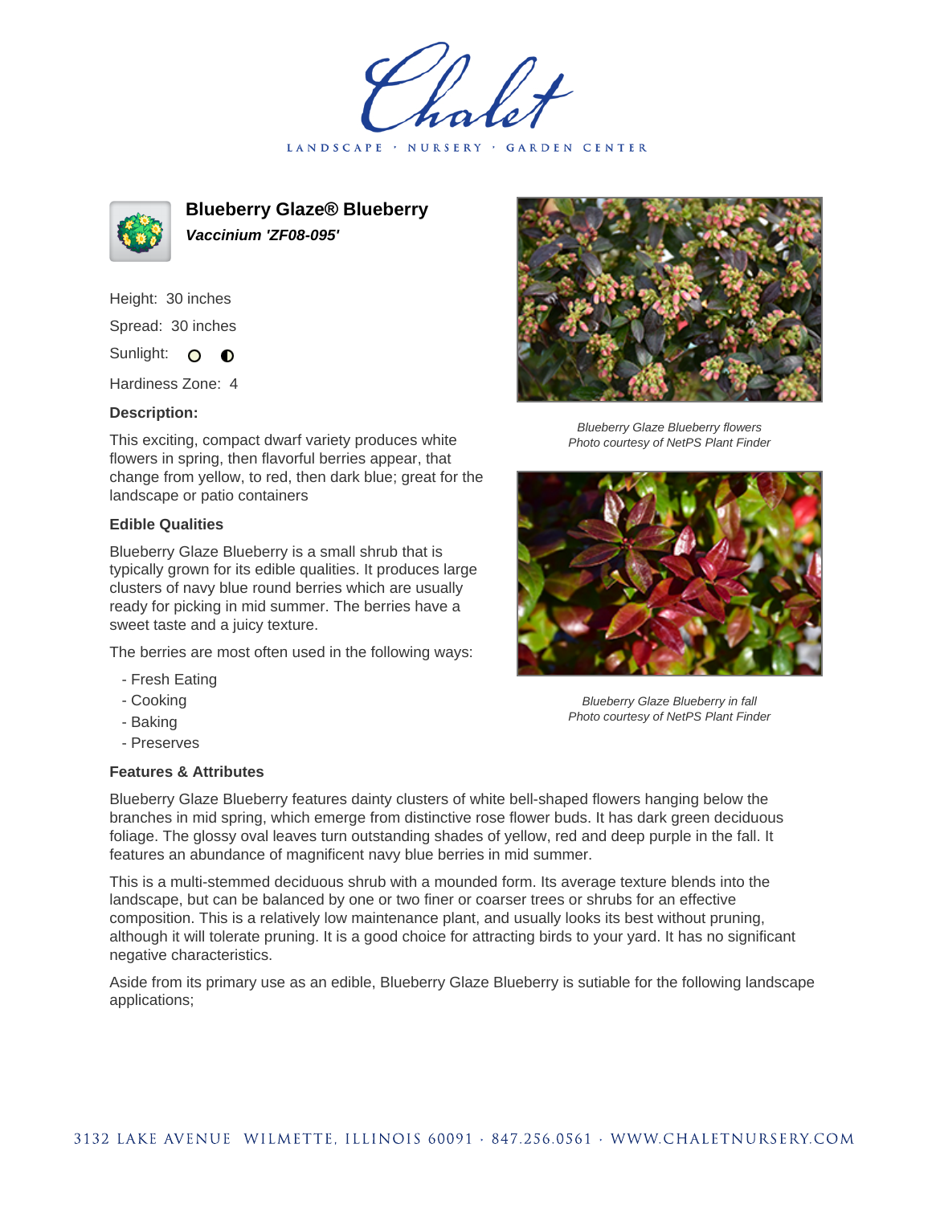# Blueberry Glaze® Blueberry

***Vaccinium 'ZF08-095'***

Height: 30 inches

Spread: 30 inches

Sunlight:

Hardiness Zone: 4

**Description:**

This exciting, compact dwarf variety produces white flowers in spring, then flavorful berries appear, that change from yellow, to red, then dark blue; great for the landscape or patio containers

*Blueberry Glaze Blueberry flowers*
*Photo courtesy of NetPS Plant Finder*

*Blueberry Glaze Blueberry in fall*
*Photo courtesy of NetPS Plant Finder*

## Edible Qualities

Blueberry Glaze Blueberry is a small shrub that is typically grown for its edible qualities. It produces large clusters of navy blue round berries which are usually ready for picking in mid summer. The berries have a sweet taste and a juicy texture.

The berries are most often used in the following ways:

- Fresh Eating
- Cooking
- Baking
- Preserves

## Features & Attributes

Blueberry Glaze Blueberry features dainty clusters of white bell-shaped flowers hanging below the branches in mid spring, which emerge from distinctive rose flower buds. It has dark green deciduous foliage. The glossy oval leaves turn outstanding shades of yellow, red and deep purple in the fall. It features an abundance of magnificent navy blue berries in mid summer.

This is a multi-stemmed deciduous shrub with a mounded form. Its average texture blends into the landscape, but can be balanced by one or two finer or coarser trees or shrubs for an effective composition. This is a relatively low maintenance plant, and usually looks its best without pruning, although it will tolerate pruning. It is a good choice for attracting birds to your yard. It has no significant negative characteristics.

Aside from its primary use as an edible, Blueberry Glaze Blueberry is sutiable for the following landscape applications;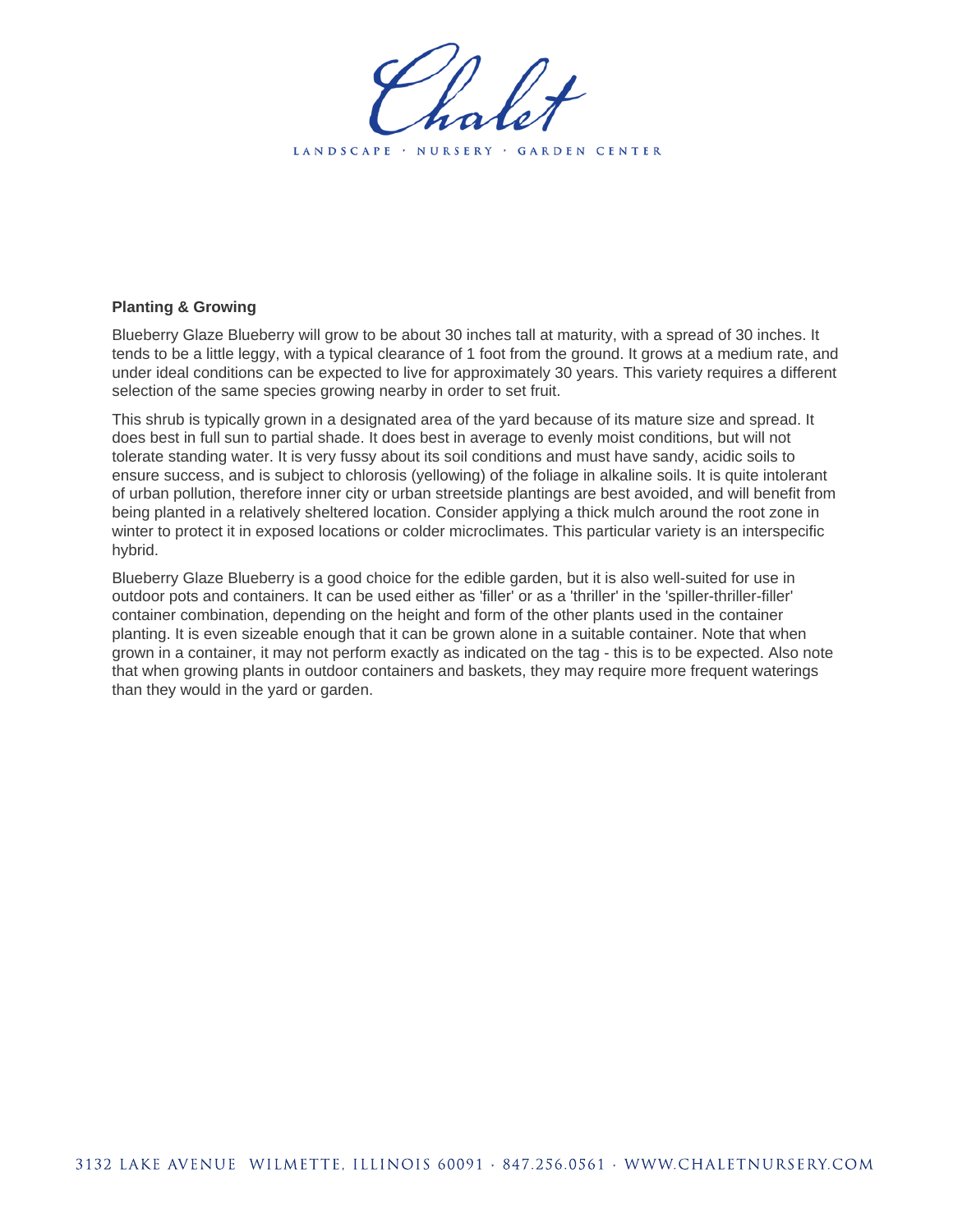### Planting & Growing

Blueberry Glaze Blueberry will grow to be about 30 inches tall at maturity, with a spread of 30 inches. It tends to be a little leggy, with a typical clearance of 1 foot from the ground. It grows at a medium rate, and under ideal conditions can be expected to live for approximately 30 years. This variety requires a different selection of the same species growing nearby in order to set fruit.

This shrub is typically grown in a designated area of the yard because of its mature size and spread. It does best in full sun to partial shade. It does best in average to evenly moist conditions, but will not tolerate standing water. It is very fussy about its soil conditions and must have sandy, acidic soils to ensure success, and is subject to chlorosis (yellowing) of the foliage in alkaline soils. It is quite intolerant of urban pollution, therefore inner city or urban streetside plantings are best avoided, and will benefit from being planted in a relatively sheltered location. Consider applying a thick mulch around the root zone in winter to protect it in exposed locations or colder microclimates. This particular variety is an interspecific hybrid.

Blueberry Glaze Blueberry is a good choice for the edible garden, but it is also well-suited for use in outdoor pots and containers. It can be used either as 'filler' or as a 'thriller' in the 'spiller-thriller-filler' container combination, depending on the height and form of the other plants used in the container planting. It is even sizeable enough that it can be grown alone in a suitable container. Note that when grown in a container, it may not perform exactly as indicated on the tag - this is to be expected. Also note that when growing plants in outdoor containers and baskets, they may require more frequent waterings than they would in the yard or garden.